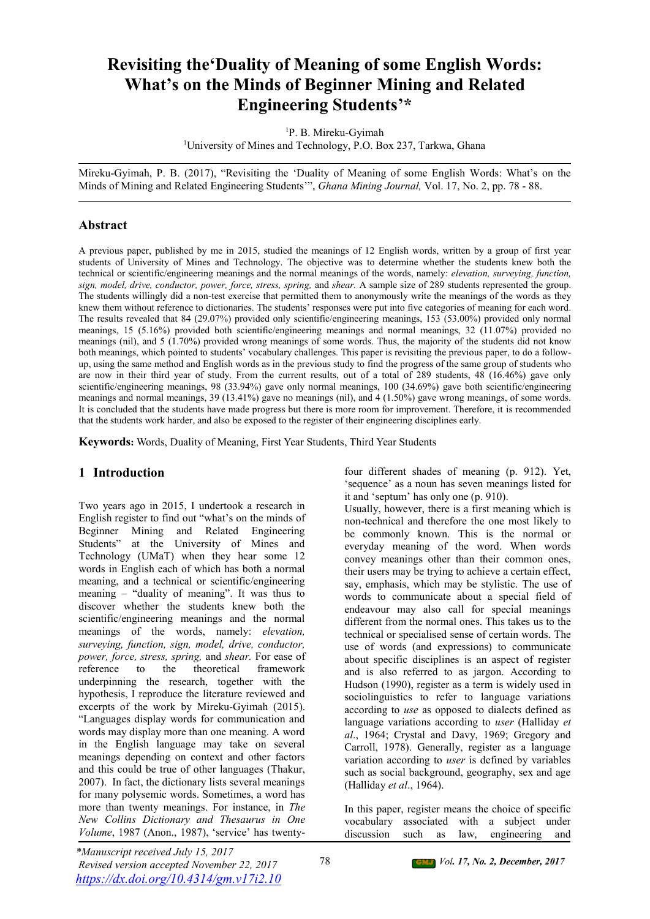# Revisiting the'Duality of Meaning of some English Words: What's on the Minds of Beginner Mining and Related Engineering Students'*

[1]P. B. Mireku-Gyimah

[1]University of Mines and Technology, P.O. Box 237, Tarkwa, Ghana

Mireku-Gyimah, P. B. (2017), "Revisiting the 'Duality of Meaning of some English Words: What's on the Minds of Mining and Related Engineering Students'", *Ghana Mining Journal,* Vol. 17, No. 2, pp. 78 - 88.

## Abstract

A previous paper, published by me in 2015, studied the meanings of 12 English words, written by a group of first year students of University of Mines and Technology. The objective was to determine whether the students knew both the technical or scientific/engineering meanings and the normal meanings of the words, namely: *elevation, surveying, function, sign, model, drive, conductor, power, force, stress, spring,* and *shear.* A sample size of 289 students represented the group. The students willingly did a non-test exercise that permitted them to anonymously write the meanings of the words as they knew them without reference to dictionaries. The students' responses were put into five categories of meaning for each word. The results revealed that 84 (29.07%) provided only scientific/engineering meanings, 153 (53.00%) provided only normal meanings, 15 (5.16%) provided both scientific/engineering meanings and normal meanings, 32 (11.07%) provided no meanings (nil), and 5 (1.70%) provided wrong meanings of some words. Thus, the majority of the students did not know both meanings, which pointed to students' vocabulary challenges. This paper is revisiting the previous paper, to do a follow-up, using the same method and English words as in the previous study to find the progress of the same group of students who are now in their third year of study. From the current results, out of a total of 289 students, 48 (16.46%) gave only scientific/engineering meanings, 98 (33.94%) gave only normal meanings, 100 (34.69%) gave both scientific/engineering meanings and normal meanings, 39 (13.41%) gave no meanings (nil), and 4 (1.50%) gave wrong meanings, of some words. It is concluded that the students have made progress but there is more room for improvement. Therefore, it is recommended that the students work harder, and also be exposed to the register of their engineering disciplines early.

**Keywords:** Words, Duality of Meaning, First Year Students, Third Year Students

## 1 Introduction

Two years ago in 2015, I undertook a research in English register to find out "what's on the minds of Beginner Mining and Related Engineering Students" at the University of Mines and Technology (UMaT) when they hear some 12 words in English each of which has both a normal meaning, and a technical or scientific/engineering meaning – "duality of meaning". It was thus to discover whether the students knew both the scientific/engineering meanings and the normal meanings of the words, namely: *elevation, surveying, function, sign, model, drive, conductor, power, force, stress, spring,* and *shear.* For ease of reference to the theoretical framework underpinning the research, together with the hypothesis, I reproduce the literature reviewed and excerpts of the work by Mireku-Gyimah (2015). "Languages display words for communication and words may display more than one meaning. A word in the English language may take on several meanings depending on context and other factors and this could be true of other languages (Thakur, 2007). In fact, the dictionary lists several meanings for many polysemic words. Sometimes, a word has more than twenty meanings. For instance, in *The New Collins Dictionary and Thesaurus in One Volume*, 1987 (Anon., 1987), 'service' has twenty-four different shades of meaning (p. 912). Yet, 'sequence' as a noun has seven meanings listed for it and 'septum' has only one (p. 910).

Usually, however, there is a first meaning which is non-technical and therefore the one most likely to be commonly known. This is the normal or everyday meaning of the word. When words convey meanings other than their common ones, their users may be trying to achieve a certain effect, say, emphasis, which may be stylistic. The use of words to communicate about a special field of endeavour may also call for special meanings different from the normal ones. This takes us to the technical or specialised sense of certain words. The use of words (and expressions) to communicate about specific disciplines is an aspect of register and is also referred to as jargon. According to Hudson (1990), register as a term is widely used in sociolinguistics to refer to language variations according to *use* as opposed to dialects defined as language variations according to *user* (Halliday *et al*., 1964; Crystal and Davy, 1969; Gregory and Carroll, 1978). Generally, register as a language variation according to *user* is defined by variables such as social background, geography, sex and age (Halliday *et al*., 1964).

In this paper, register means the choice of specific vocabulary associated with a subject under discussion such as law, engineering and

*\*Manuscript received July 15, 2017*
*Revised version accepted November 22, 2017*
https://dx.doi.org/10.4314/gm.v17i2.10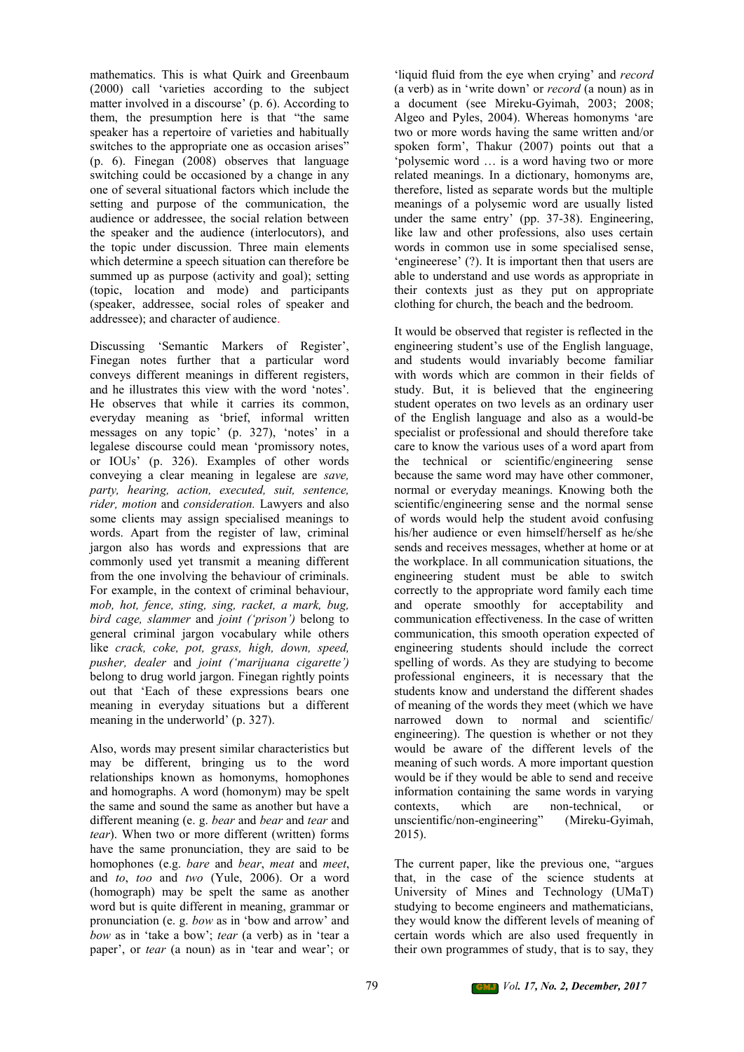mathematics. This is what Quirk and Greenbaum (2000) call 'varieties according to the subject matter involved in a discourse' (p. 6). According to them, the presumption here is that "the same speaker has a repertoire of varieties and habitually switches to the appropriate one as occasion arises" (p. 6). Finegan (2008) observes that language switching could be occasioned by a change in any one of several situational factors which include the setting and purpose of the communication, the audience or addressee, the social relation between the speaker and the audience (interlocutors), and the topic under discussion. Three main elements which determine a speech situation can therefore be summed up as purpose (activity and goal); setting (topic, location and mode) and participants (speaker, addressee, social roles of speaker and addressee); and character of audience.

Discussing 'Semantic Markers of Register', Finegan notes further that a particular word conveys different meanings in different registers, and he illustrates this view with the word 'notes'. He observes that while it carries its common, everyday meaning as 'brief, informal written messages on any topic' (p. 327), 'notes' in a legalese discourse could mean 'promissory notes, or IOUs' (p. 326). Examples of other words conveying a clear meaning in legalese are *save, party, hearing, action, executed, suit, sentence, rider, motion* and *consideration.* Lawyers and also some clients may assign specialised meanings to words. Apart from the register of law, criminal jargon also has words and expressions that are commonly used yet transmit a meaning different from the one involving the behaviour of criminals. For example, in the context of criminal behaviour, *mob, hot, fence, sting, sing, racket, a mark, bug, bird cage, slammer* and *joint ('prison')* belong to general criminal jargon vocabulary while others like *crack, coke, pot, grass, high, down, speed, pusher, dealer* and *joint ('marijuana cigarette')* belong to drug world jargon. Finegan rightly points out that 'Each of these expressions bears one meaning in everyday situations but a different meaning in the underworld' (p. 327).

Also, words may present similar characteristics but may be different, bringing us to the word relationships known as homonyms, homophones and homographs. A word (homonym) may be spelt the same and sound the same as another but have a different meaning (e. g. *bear* and *bear* and *tear* and *tear*). When two or more different (written) forms have the same pronunciation, they are said to be homophones (e.g. *bare* and *bear*, *meat* and *meet*, and *to*, *too* and *two* (Yule, 2006). Or a word (homograph) may be spelt the same as another word but is quite different in meaning, grammar or pronunciation (e. g. *bow* as in 'bow and arrow' and *bow* as in 'take a bow'; *tear* (a verb) as in 'tear a paper', or *tear* (a noun) as in 'tear and wear'; or 'liquid fluid from the eye when crying' and *record* (a verb) as in 'write down' or *record* (a noun) as in a document (see Mireku-Gyimah, 2003; 2008; Algeo and Pyles, 2004). Whereas homonyms 'are two or more words having the same written and/or spoken form', Thakur (2007) points out that a 'polysemic word … is a word having two or more related meanings. In a dictionary, homonyms are, therefore, listed as separate words but the multiple meanings of a polysemic word are usually listed under the same entry' (pp. 37-38). Engineering, like law and other professions, also uses certain words in common use in some specialised sense, 'engineerese' (?). It is important then that users are able to understand and use words as appropriate in their contexts just as they put on appropriate clothing for church, the beach and the bedroom.

It would be observed that register is reflected in the engineering student's use of the English language, and students would invariably become familiar with words which are common in their fields of study. But, it is believed that the engineering student operates on two levels as an ordinary user of the English language and also as a would-be specialist or professional and should therefore take care to know the various uses of a word apart from the technical or scientific/engineering sense because the same word may have other commoner, normal or everyday meanings. Knowing both the scientific/engineering sense and the normal sense of words would help the student avoid confusing his/her audience or even himself/herself as he/she sends and receives messages, whether at home or at the workplace. In all communication situations, the engineering student must be able to switch correctly to the appropriate word family each time and operate smoothly for acceptability and communication effectiveness. In the case of written communication, this smooth operation expected of engineering students should include the correct spelling of words. As they are studying to become professional engineers, it is necessary that the students know and understand the different shades of meaning of the words they meet (which we have narrowed down to normal and scientific/ engineering). The question is whether or not they would be aware of the different levels of the meaning of such words. A more important question would be if they would be able to send and receive information containing the same words in varying contexts, which are non-technical, or unscientific/non-engineering" (Mireku-Gyimah, 2015).

The current paper, like the previous one, "argues that, in the case of the science students at University of Mines and Technology (UMaT) studying to become engineers and mathematicians, they would know the different levels of meaning of certain words which are also used frequently in their own programmes of study, that is to say, they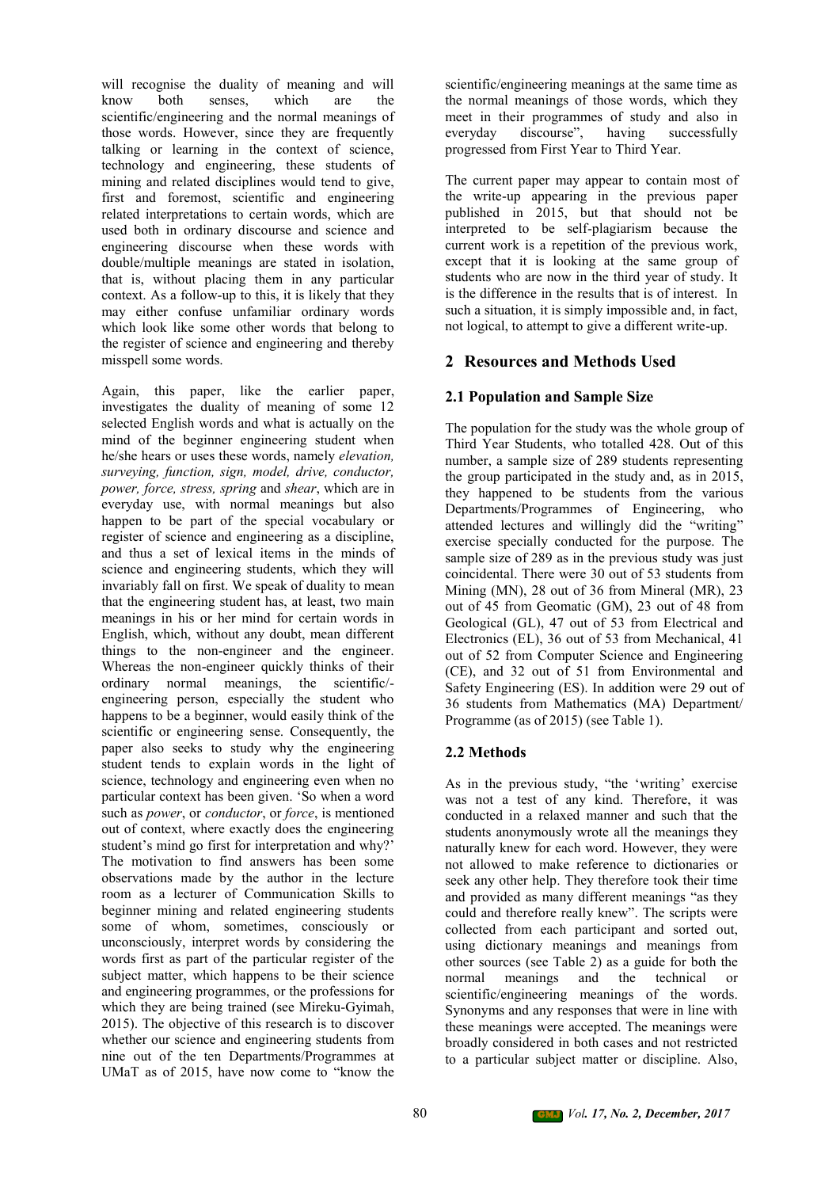will recognise the duality of meaning and will know both senses, which are the scientific/engineering and the normal meanings of those words. However, since they are frequently talking or learning in the context of science, technology and engineering, these students of mining and related disciplines would tend to give, first and foremost, scientific and engineering related interpretations to certain words, which are used both in ordinary discourse and science and engineering discourse when these words with double/multiple meanings are stated in isolation, that is, without placing them in any particular context. As a follow-up to this, it is likely that they may either confuse unfamiliar ordinary words which look like some other words that belong to the register of science and engineering and thereby misspell some words.

Again, this paper, like the earlier paper, investigates the duality of meaning of some 12 selected English words and what is actually on the mind of the beginner engineering student when he/she hears or uses these words, namely *elevation, surveying, function, sign, model, drive, conductor, power, force, stress, spring* and *shear*, which are in everyday use, with normal meanings but also happen to be part of the special vocabulary or register of science and engineering as a discipline, and thus a set of lexical items in the minds of science and engineering students, which they will invariably fall on first. We speak of duality to mean that the engineering student has, at least, two main meanings in his or her mind for certain words in English, which, without any doubt, mean different things to the non-engineer and the engineer. Whereas the non-engineer quickly thinks of their ordinary normal meanings, the scientific/-engineering person, especially the student who happens to be a beginner, would easily think of the scientific or engineering sense. Consequently, the paper also seeks to study why the engineering student tends to explain words in the light of science, technology and engineering even when no particular context has been given. 'So when a word such as *power*, or *conductor*, or *force*, is mentioned out of context, where exactly does the engineering student's mind go first for interpretation and why?' The motivation to find answers has been some observations made by the author in the lecture room as a lecturer of Communication Skills to beginner mining and related engineering students some of whom, sometimes, consciously or unconsciously, interpret words by considering the words first as part of the particular register of the subject matter, which happens to be their science and engineering programmes, or the professions for which they are being trained (see Mireku-Gyimah, 2015). The objective of this research is to discover whether our science and engineering students from nine out of the ten Departments/Programmes at UMaT as of 2015, have now come to "know the scientific/engineering meanings at the same time as the normal meanings of those words, which they meet in their programmes of study and also in everyday discourse", having successfully progressed from First Year to Third Year.

The current paper may appear to contain most of the write-up appearing in the previous paper published in 2015, but that should not be interpreted to be self-plagiarism because the current work is a repetition of the previous work, except that it is looking at the same group of students who are now in the third year of study. It is the difference in the results that is of interest. In such a situation, it is simply impossible and, in fact, not logical, to attempt to give a different write-up.

## 2 Resources and Methods Used

### 2.1 Population and Sample Size

The population for the study was the whole group of Third Year Students, who totalled 428. Out of this number, a sample size of 289 students representing the group participated in the study and, as in 2015, they happened to be students from the various Departments/Programmes of Engineering, who attended lectures and willingly did the "writing" exercise specially conducted for the purpose. The sample size of 289 as in the previous study was just coincidental. There were 30 out of 53 students from Mining (MN), 28 out of 36 from Mineral (MR), 23 out of 45 from Geomatic (GM), 23 out of 48 from Geological (GL), 47 out of 53 from Electrical and Electronics (EL), 36 out of 53 from Mechanical, 41 out of 52 from Computer Science and Engineering (CE), and 32 out of 51 from Environmental and Safety Engineering (ES). In addition were 29 out of 36 students from Mathematics (MA) Department/ Programme (as of 2015) (see Table 1).

### 2.2 Methods

As in the previous study, "the 'writing' exercise was not a test of any kind. Therefore, it was conducted in a relaxed manner and such that the students anonymously wrote all the meanings they naturally knew for each word. However, they were not allowed to make reference to dictionaries or seek any other help. They therefore took their time and provided as many different meanings "as they could and therefore really knew". The scripts were collected from each participant and sorted out, using dictionary meanings and meanings from other sources (see Table 2) as a guide for both the normal meanings and the technical or scientific/engineering meanings of the words. Synonyms and any responses that were in line with these meanings were accepted. The meanings were broadly considered in both cases and not restricted to a particular subject matter or discipline. Also,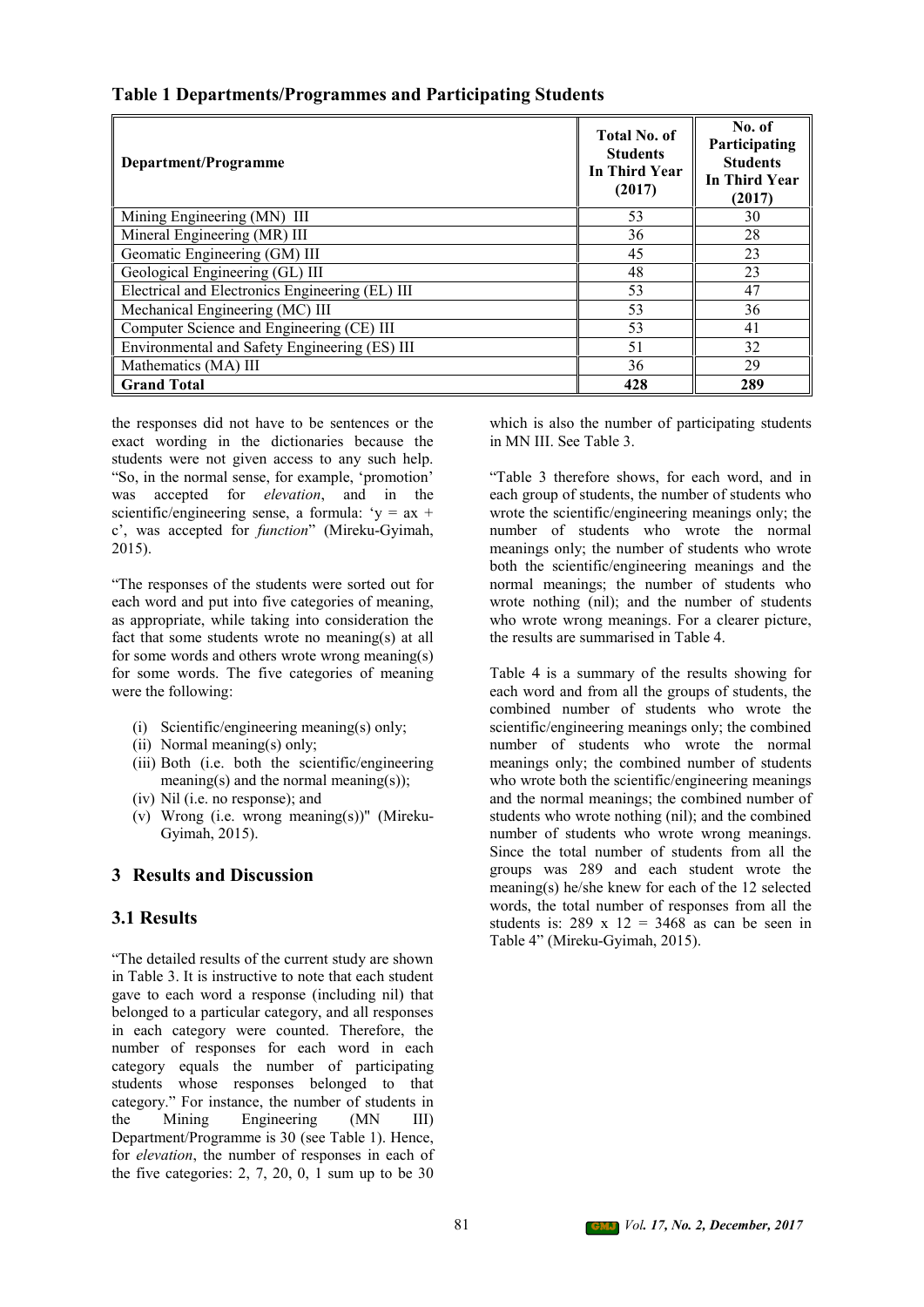**Table 1 Departments/Programmes and Participating Students**

| Department/Programme | Total No. of Students In Third Year (2017) | No. of Participating Students In Third Year (2017) |
|---|---|---|
| Mining Engineering (MN) III | 53 | 30 |
| Mineral Engineering (MR) III | 36 | 28 |
| Geomatic Engineering (GM) III | 45 | 23 |
| Geological Engineering (GL) III | 48 | 23 |
| Electrical and Electronics Engineering (EL) III | 53 | 47 |
| Mechanical Engineering (MC) III | 53 | 36 |
| Computer Science and Engineering (CE) III | 53 | 41 |
| Environmental and Safety Engineering (ES) III | 51 | 32 |
| Mathematics (MA) III | 36 | 29 |
| **Grand Total** | **428** | **289** |

the responses did not have to be sentences or the exact wording in the dictionaries because the students were not given access to any such help. "So, in the normal sense, for example, 'promotion' was accepted for *elevation*, and in the scientific/engineering sense, a formula: '$y = ax + c$', was accepted for *function*" (Mireku-Gyimah, 2015).

"The responses of the students were sorted out for each word and put into five categories of meaning, as appropriate, while taking into consideration the fact that some students wrote no meaning(s) at all for some words and others wrote wrong meaning(s) for some words. The five categories of meaning were the following:

- (i) Scientific/engineering meaning(s) only;
- (ii) Normal meaning(s) only;
- (iii) Both (i.e. both the scientific/engineering meaning(s) and the normal meaning(s));
- (iv) Nil (i.e. no response); and
- (v) Wrong (i.e. wrong meaning(s))" (Mireku-Gyimah, 2015).

## 3 Results and Discussion

### 3.1 Results

"The detailed results of the current study are shown in Table 3. It is instructive to note that each student gave to each word a response (including nil) that belonged to a particular category, and all responses in each category were counted. Therefore, the number of responses for each word in each category equals the number of participating students whose responses belonged to that category." For instance, the number of students in the Mining Engineering (MN III) Department/Programme is 30 (see Table 1). Hence, for *elevation*, the number of responses in each of the five categories: 2, 7, 20, 0, 1 sum up to be 30 which is also the number of participating students in MN III. See Table 3.

"Table 3 therefore shows, for each word, and in each group of students, the number of students who wrote the scientific/engineering meanings only; the number of students who wrote the normal meanings only; the number of students who wrote both the scientific/engineering meanings and the normal meanings; the number of students who wrote nothing (nil); and the number of students who wrote wrong meanings. For a clearer picture, the results are summarised in Table 4.

Table 4 is a summary of the results showing for each word and from all the groups of students, the combined number of students who wrote the scientific/engineering meanings only; the combined number of students who wrote the normal meanings only; the combined number of students who wrote both the scientific/engineering meanings and the normal meanings; the combined number of students who wrote nothing (nil); and the combined number of students who wrote wrong meanings. Since the total number of students from all the groups was 289 and each student wrote the meaning(s) he/she knew for each of the 12 selected words, the total number of responses from all the students is: $289 \times 12 = 3468$ as can be seen in Table 4" (Mireku-Gyimah, 2015).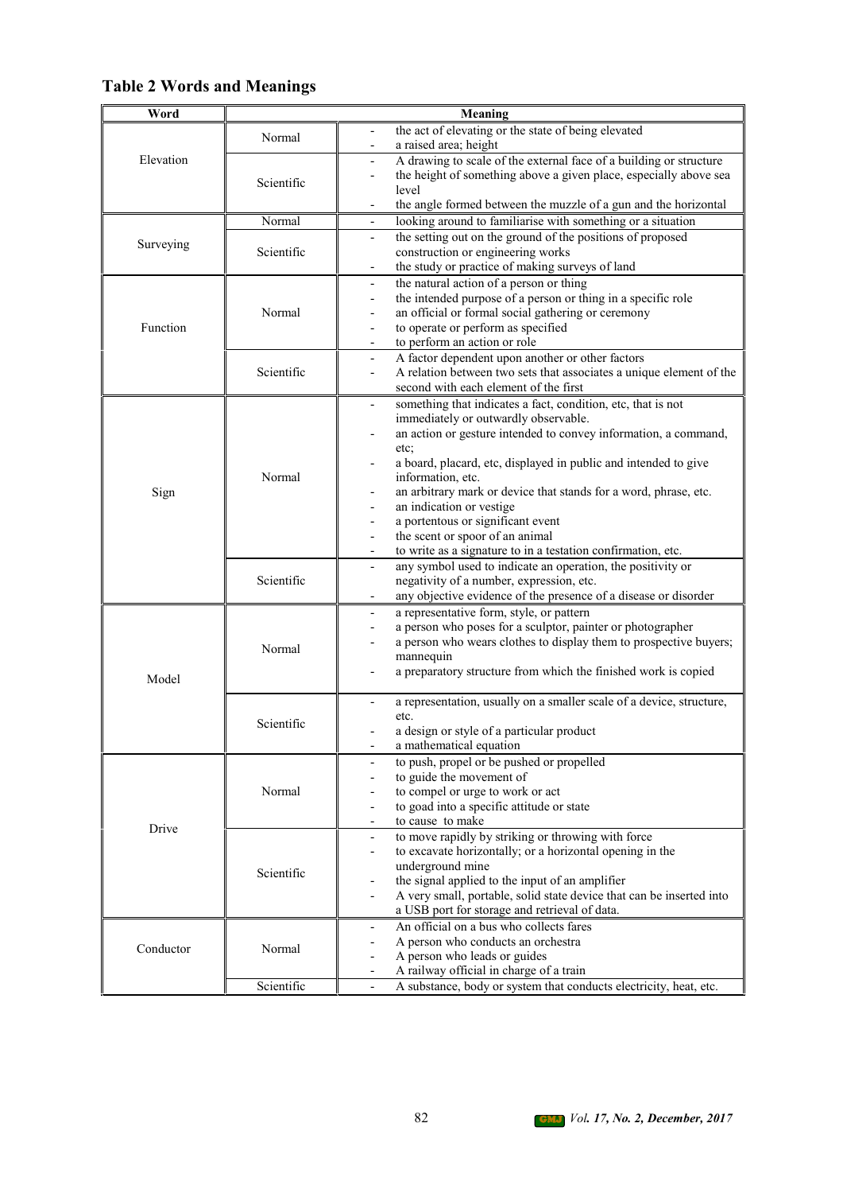## Table 2 Words and Meanings

| Word | Meaning | |
|---|---|---|
| Elevation | Normal | - the act of elevating or the state of being elevated<br>- a raised area; height |
| | Scientific | - A drawing to scale of the external face of a building or structure<br>- the height of something above a given place, especially above sea level<br>- the angle formed between the muzzle of a gun and the horizontal |
| Surveying | Normal | - looking around to familiarise with something or a situation |
| | Scientific | - the setting out on the ground of the positions of proposed construction or engineering works<br>- the study or practice of making surveys of land |
| Function | Normal | - the natural action of a person or thing<br>- the intended purpose of a person or thing in a specific role<br>- an official or formal social gathering or ceremony<br>- to operate or perform as specified<br>- to perform an action or role |
| | Scientific | - A factor dependent upon another or other factors<br>- A relation between two sets that associates a unique element of the second with each element of the first |
| Sign | Normal | - something that indicates a fact, condition, etc, that is not immediately or outwardly observable.<br>- an action or gesture intended to convey information, a command, etc;<br>- a board, placard, etc, displayed in public and intended to give information, etc.<br>- an arbitrary mark or device that stands for a word, phrase, etc.<br>- an indication or vestige<br>- a portentous or significant event<br>- the scent or spoor of an animal<br>- to write as a signature to in a testation confirmation, etc. |
| | Scientific | - any symbol used to indicate an operation, the positivity or negativity of a number, expression, etc.<br>- any objective evidence of the presence of a disease or disorder |
| Model | Normal | - a representative form, style, or pattern<br>- a person who poses for a sculptor, painter or photographer<br>- a person who wears clothes to display them to prospective buyers; mannequin<br>- a preparatory structure from which the finished work is copied |
| | Scientific | - a representation, usually on a smaller scale of a device, structure, etc.<br>- a design or style of a particular product<br>- a mathematical equation |
| Drive | Normal | - to push, propel or be pushed or propelled<br>- to guide the movement of<br>- to compel or urge to work or act<br>- to goad into a specific attitude or state<br>- to cause to make |
| | Scientific | - to move rapidly by striking or throwing with force<br>- to excavate horizontally; or a horizontal opening in the underground mine<br>- the signal applied to the input of an amplifier<br>- A very small, portable, solid state device that can be inserted into a USB port for storage and retrieval of data. |
| Conductor | Normal | - An official on a bus who collects fares<br>- A person who conducts an orchestra<br>- A person who leads or guides<br>- A railway official in charge of a train |
| | Scientific | - A substance, body or system that conducts electricity, heat, etc. |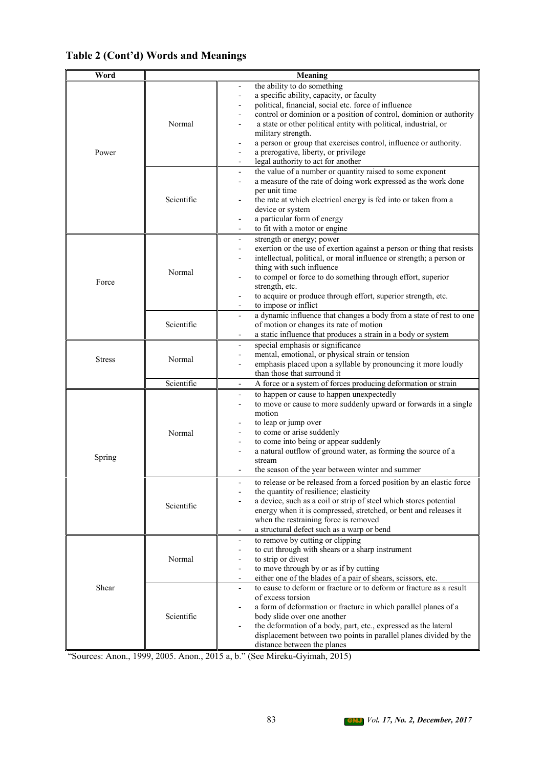## Table 2 (Cont'd) Words and Meanings

| Word | Meaning | |
|---|---|---|
| Power | Normal | - the ability to do something<br>- a specific ability, capacity, or faculty<br>- political, financial, social etc. force of influence<br>- control or dominion or a position of control, dominion or authority<br>- a state or other political entity with political, industrial, or military strength.<br>- a person or group that exercises control, influence or authority.<br>- a prerogative, liberty, or privilege<br>- legal authority to act for another |
| | Scientific | - the value of a number or quantity raised to some exponent<br>- a measure of the rate of doing work expressed as the work done per unit time<br>- the rate at which electrical energy is fed into or taken from a device or system<br>- a particular form of energy<br>- to fit with a motor or engine |
| Force | Normal | - strength or energy; power<br>- exertion or the use of exertion against a person or thing that resists<br>- intellectual, political, or moral influence or strength; a person or thing with such influence<br>- to compel or force to do something through effort, superior strength, etc.<br>- to acquire or produce through effort, superior strength, etc.<br>- to impose or inflict |
| | Scientific | - a dynamic influence that changes a body from a state of rest to one of motion or changes its rate of motion<br>- a static influence that produces a strain in a body or system |
| Stress | Normal | - special emphasis or significance<br>- mental, emotional, or physical strain or tension<br>- emphasis placed upon a syllable by pronouncing it more loudly than those that surround it |
| | Scientific | - A force or a system of forces producing deformation or strain |
| Spring | Normal | - to happen or cause to happen unexpectedly<br>- to move or cause to more suddenly upward or forwards in a single motion<br>- to leap or jump over<br>- to come or arise suddenly<br>- to come into being or appear suddenly<br>- a natural outflow of ground water, as forming the source of a stream<br>- the season of the year between winter and summer |
| | Scientific | - to release or be released from a forced position by an elastic force<br>- the quantity of resilience; elasticity<br>- a device, such as a coil or strip of steel which stores potential energy when it is compressed, stretched, or bent and releases it when the restraining force is removed<br>- a structural defect such as a warp or bend |
| Shear | Normal | - to remove by cutting or clipping<br>- to cut through with shears or a sharp instrument<br>- to strip or divest<br>- to move through by or as if by cutting<br>- either one of the blades of a pair of shears, scissors, etc. |
| | Scientific | - to cause to deform or fracture or to deform or fracture as a result of excess torsion<br>- a form of deformation or fracture in which parallel planes of a body slide over one another<br>- the deformation of a body, part, etc., expressed as the lateral displacement between two points in parallel planes divided by the distance between the planes |

"Sources: Anon., 1999, 2005. Anon., 2015 a, b." (See Mireku-Gyimah, 2015)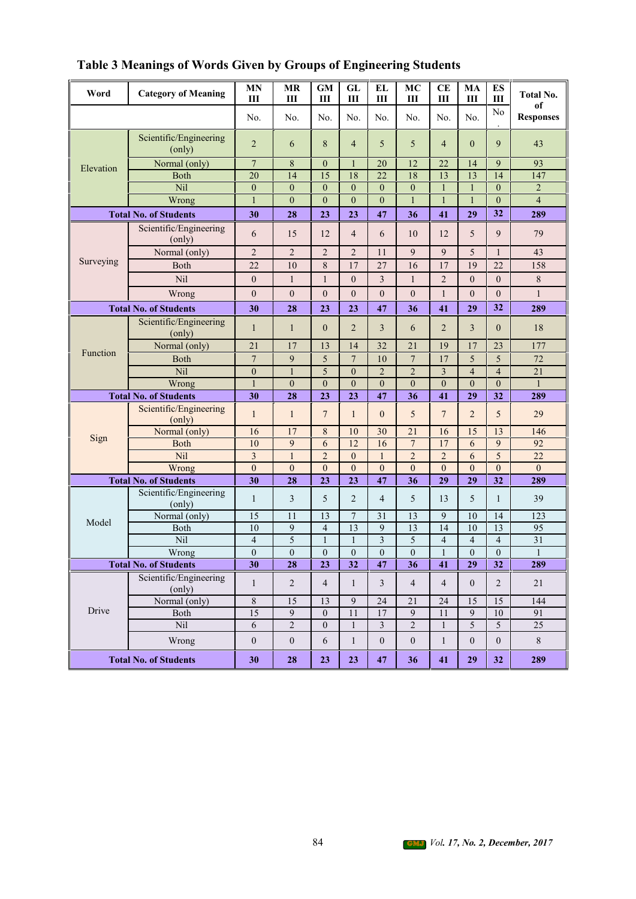# Table 3 Meanings of Words Given by Groups of Engineering Students

| Word | Category of Meaning | MN III | MR III | GM III | GL III | EL III | MC III | CE III | MA III | ES III | Total No. of Responses |
|---|---|---|---|---|---|---|---|---|---|---|---|
| | | No. | No. | No. | No. | No. | No. | No. | No. | No. | |
| Elevation | Scientific/Engineering (only) | 2 | 6 | 8 | 4 | 5 | 5 | 4 | 0 | 9 | 43 |
| | Normal (only) | 7 | 8 | 0 | 1 | 20 | 12 | 22 | 14 | 9 | 93 |
| | Both | 20 | 14 | 15 | 18 | 22 | 18 | 13 | 13 | 14 | 147 |
| | Nil | 0 | 0 | 0 | 0 | 0 | 0 | 1 | 1 | 0 | 2 |
| | Wrong | 1 | 0 | 0 | 0 | 0 | 1 | 1 | 1 | 0 | 4 |
| **Total No. of Students** | | **30** | **28** | **23** | **23** | **47** | **36** | **41** | **29** | **32** | **289** |
| Surveying | Scientific/Engineering (only) | 6 | 15 | 12 | 4 | 6 | 10 | 12 | 5 | 9 | 79 |
| | Normal (only) | 2 | 2 | 2 | 2 | 11 | 9 | 9 | 5 | 1 | 43 |
| | Both | 22 | 10 | 8 | 17 | 27 | 16 | 17 | 19 | 22 | 158 |
| | Nil | 0 | 1 | 1 | 0 | 3 | 1 | 2 | 0 | 0 | 8 |
| | Wrong | 0 | 0 | 0 | 0 | 0 | 0 | 1 | 0 | 0 | 1 |
| **Total No. of Students** | | **30** | **28** | **23** | **23** | **47** | **36** | **41** | **29** | **32** | **289** |
| Function | Scientific/Engineering (only) | 1 | 1 | 0 | 2 | 3 | 6 | 2 | 3 | 0 | 18 |
| | Normal (only) | 21 | 17 | 13 | 14 | 32 | 21 | 19 | 17 | 23 | 177 |
| | Both | 7 | 9 | 5 | 7 | 10 | 7 | 17 | 5 | 5 | 72 |
| | Nil | 0 | 1 | 5 | 0 | 2 | 2 | 3 | 4 | 4 | 21 |
| | Wrong | 1 | 0 | 0 | 0 | 0 | 0 | 0 | 0 | 0 | 1 |
| **Total No. of Students** | | **30** | **28** | **23** | **23** | **47** | **36** | **41** | **29** | **32** | **289** |
| Sign | Scientific/Engineering (only) | 1 | 1 | 7 | 1 | 0 | 5 | 7 | 2 | 5 | 29 |
| | Normal (only) | 16 | 17 | 8 | 10 | 30 | 21 | 16 | 15 | 13 | 146 |
| | Both | 10 | 9 | 6 | 12 | 16 | 7 | 17 | 6 | 9 | 92 |
| | Nil | 3 | 1 | 2 | 0 | 1 | 2 | 2 | 6 | 5 | 22 |
| | Wrong | 0 | 0 | 0 | 0 | 0 | 0 | 0 | 0 | 0 | 0 |
| **Total No. of Students** | | **30** | **28** | **23** | **23** | **47** | **36** | **29** | **29** | **32** | **289** |
| Model | Scientific/Engineering (only) | 1 | 3 | 5 | 2 | 4 | 5 | 13 | 5 | 1 | 39 |
| | Normal (only) | 15 | 11 | 13 | 7 | 31 | 13 | 9 | 10 | 14 | 123 |
| | Both | 10 | 9 | 4 | 13 | 9 | 13 | 14 | 10 | 13 | 95 |
| | Nil | 4 | 5 | 1 | 1 | 3 | 5 | 4 | 4 | 4 | 31 |
| | Wrong | 0 | 0 | 0 | 0 | 0 | 0 | 1 | 0 | 0 | 1 |
| **Total No. of Students** | | **30** | **28** | **23** | **32** | **47** | **36** | **41** | **29** | **32** | **289** |
| Drive | Scientific/Engineering (only) | 1 | 2 | 4 | 1 | 3 | 4 | 4 | 0 | 2 | 21 |
| | Normal (only) | 8 | 15 | 13 | 9 | 24 | 21 | 24 | 15 | 15 | 144 |
| | Both | 15 | 9 | 0 | 11 | 17 | 9 | 11 | 9 | 10 | 91 |
| | Nil | 6 | 2 | 0 | 1 | 3 | 2 | 1 | 5 | 5 | 25 |
| | Wrong | 0 | 0 | 6 | 1 | 0 | 0 | 1 | 0 | 0 | 8 |
| **Total No. of Students** | | **30** | **28** | **23** | **23** | **47** | **36** | **41** | **29** | **32** | **289** |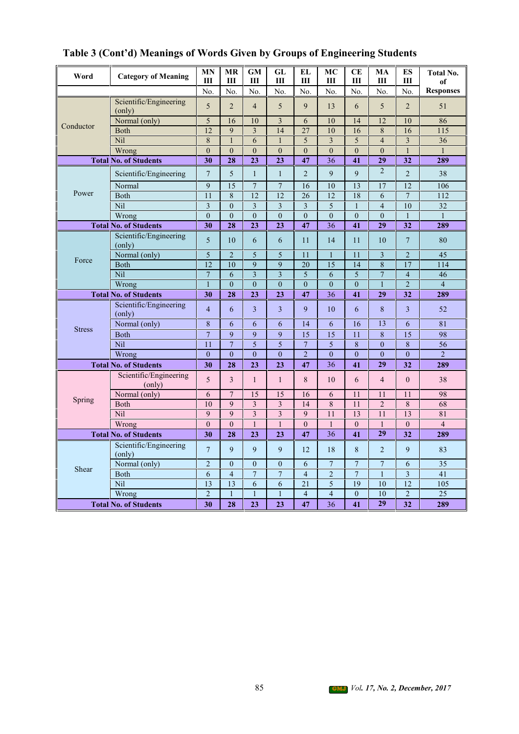**Table 3 (Cont'd) Meanings of Words Given by Groups of Engineering Students**

| Word | Category of Meaning | MN III | MR III | GM III | GL III | EL III | MC III | CE III | MA III | ES III | Total No. of Responses |
|---|---|---|---|---|---|---|---|---|---|---|---|
| | | No. | No. | No. | No. | No. | No. | No. | No. | No. | |
| Conductor | Scientific/Engineering (only) | 5 | 2 | 4 | 5 | 9 | 13 | 6 | 5 | 2 | 51 |
| | Normal (only) | 5 | 16 | 10 | 3 | 6 | 10 | 14 | 12 | 10 | 86 |
| | Both | 12 | 9 | 3 | 14 | 27 | 10 | 16 | 8 | 16 | 115 |
| | Nil | 8 | 1 | 6 | 1 | 5 | 3 | 5 | 4 | 3 | 36 |
| | Wrong | 0 | 0 | 0 | 0 | 0 | 0 | 0 | 0 | 1 | 1 |
| **Total No. of Students** | | **30** | **28** | **23** | **23** | **47** | 36 | **41** | **29** | **32** | **289** |
| Power | Scientific/Engineering | 7 | 5 | 1 | 1 | 2 | 9 | 9 | 2 | 2 | 38 |
| | Normal | 9 | 15 | 7 | 7 | 16 | 10 | 13 | 17 | 12 | 106 |
| | Both | 11 | 8 | 12 | 12 | 26 | 12 | 18 | 6 | 7 | 112 |
| | Nil | 3 | 0 | 3 | 3 | 3 | 5 | 1 | 4 | 10 | 32 |
| | Wrong | 0 | 0 | 0 | 0 | 0 | 0 | 0 | 0 | 1 | 1 |
| **Total No. of Students** | | **30** | **28** | **23** | **23** | **47** | 36 | **41** | **29** | **32** | **289** |
| Force | Scientific/Engineering (only) | 5 | 10 | 6 | 6 | 11 | 14 | 11 | 10 | 7 | 80 |
| | Normal (only) | 5 | 2 | 5 | 5 | 11 | 1 | 11 | 3 | 2 | 45 |
| | Both | 12 | 10 | 9 | 9 | 20 | 15 | 14 | 8 | 17 | 114 |
| | Nil | 7 | 6 | 3 | 3 | 5 | 6 | 5 | 7 | 4 | 46 |
| | Wrong | 1 | 0 | 0 | 0 | 0 | 0 | 0 | 1 | 2 | 4 |
| **Total No. of Students** | | **30** | **28** | **23** | **23** | **47** | 36 | **41** | **29** | **32** | **289** |
| Stress | Scientific/Engineering (only) | 4 | 6 | 3 | 3 | 9 | 10 | 6 | 8 | 3 | 52 |
| | Normal (only) | 8 | 6 | 6 | 6 | 14 | 6 | 16 | 13 | 6 | 81 |
| | Both | 7 | 9 | 9 | 9 | 15 | 15 | 11 | 8 | 15 | 98 |
| | Nil | 11 | 7 | 5 | 5 | 7 | 5 | 8 | 0 | 8 | 56 |
| | Wrong | 0 | 0 | 0 | 0 | 2 | 0 | 0 | 0 | 0 | 2 |
| **Total No. of Students** | | **30** | **28** | **23** | **23** | **47** | 36 | **41** | **29** | **32** | **289** |
| Spring | Scientific/Engineering (only) | 5 | 3 | 1 | 1 | 8 | 10 | 6 | 4 | 0 | 38 |
| | Normal (only) | 6 | 7 | 15 | 15 | 16 | 6 | 11 | 11 | 11 | 98 |
| | Both | 10 | 9 | 3 | 3 | 14 | 8 | 11 | 2 | 8 | 68 |
| | Nil | 9 | 9 | 3 | 3 | 9 | 11 | 13 | 11 | 13 | 81 |
| | Wrong | 0 | 0 | 1 | 1 | 0 | 1 | 0 | 1 | 0 | 4 |
| **Total No. of Students** | | **30** | **28** | **23** | **23** | **47** | 36 | **41** | **29** | **32** | **289** |
| Shear | Scientific/Engineering (only) | 7 | 9 | 9 | 9 | 12 | 18 | 8 | 2 | 9 | 83 |
| | Normal (only) | 2 | 0 | 0 | 0 | 6 | 7 | 7 | 7 | 6 | 35 |
| | Both | 6 | 4 | 7 | 7 | 4 | 2 | 7 | 1 | 3 | 41 |
| | Nil | 13 | 13 | 6 | 6 | 21 | 5 | 19 | 10 | 12 | 105 |
| | Wrong | 2 | 1 | 1 | 1 | 4 | 4 | 0 | 10 | 2 | 25 |
| **Total No. of Students** | | **30** | **28** | **23** | **23** | **47** | 36 | **41** | **29** | **32** | **289** |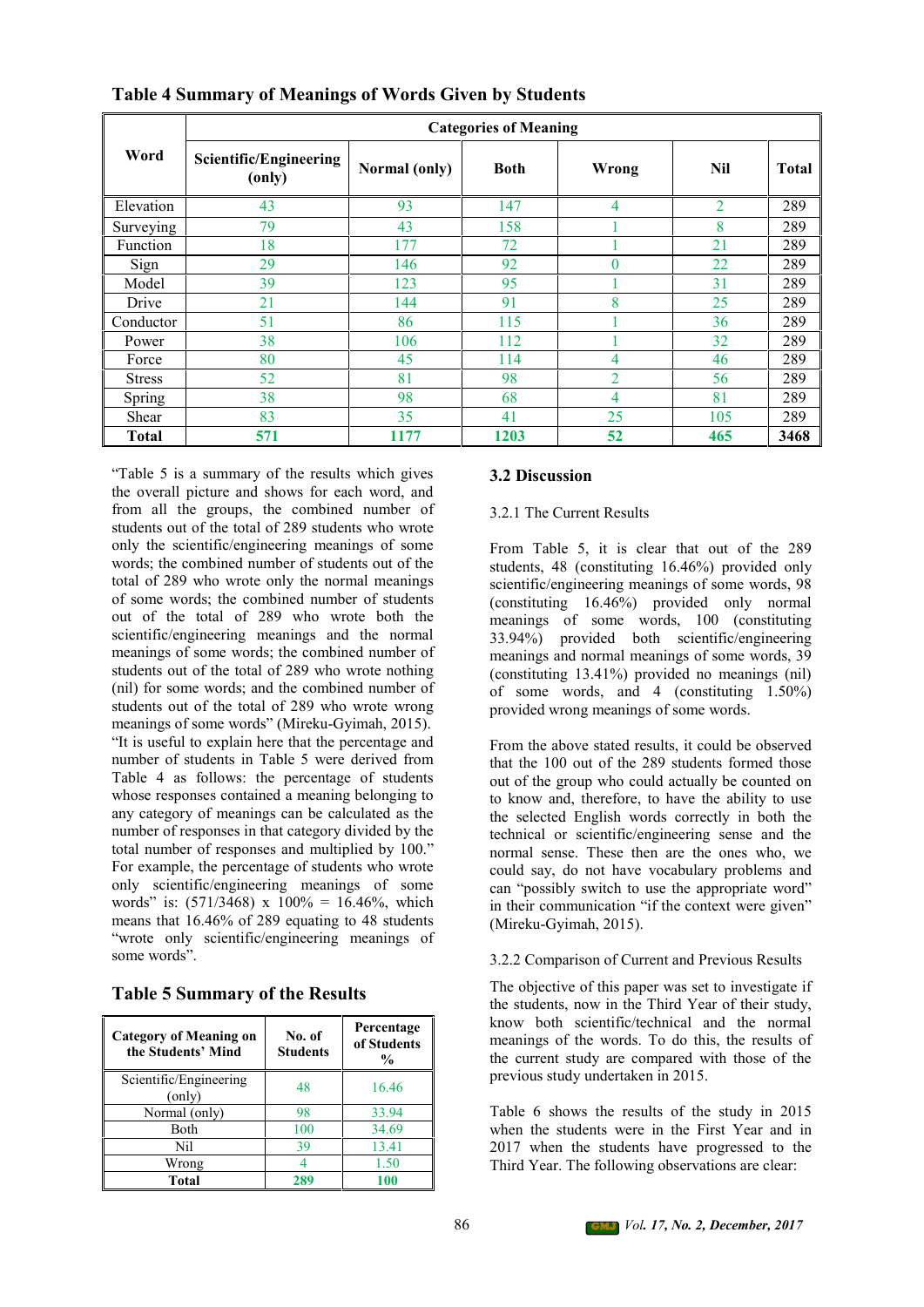## Table 4 Summary of Meanings of Words Given by Students

| Word | Categories of Meaning | | | | | |
|---|---|---|---|---|---|---|
| | Scientific/Engineering (only) | Normal (only) | Both | Wrong | Nil | Total |
| Elevation | 43 | 93 | 147 | 4 | 2 | 289 |
| Surveying | 79 | 43 | 158 | 1 | 8 | 289 |
| Function | 18 | 177 | 72 | 1 | 21 | 289 |
| Sign | 29 | 146 | 92 | 0 | 22 | 289 |
| Model | 39 | 123 | 95 | 1 | 31 | 289 |
| Drive | 21 | 144 | 91 | 8 | 25 | 289 |
| Conductor | 51 | 86 | 115 | 1 | 36 | 289 |
| Power | 38 | 106 | 112 | 1 | 32 | 289 |
| Force | 80 | 45 | 114 | 4 | 46 | 289 |
| Stress | 52 | 81 | 98 | 2 | 56 | 289 |
| Spring | 38 | 98 | 68 | 4 | 81 | 289 |
| Shear | 83 | 35 | 41 | 25 | 105 | 289 |
| **Total** | **571** | **1177** | **1203** | **52** | **465** | **3468** |

"Table 5 is a summary of the results which gives the overall picture and shows for each word, and from all the groups, the combined number of students out of the total of 289 students who wrote only the scientific/engineering meanings of some words; the combined number of students out of the total of 289 who wrote only the normal meanings of some words; the combined number of students out of the total of 289 who wrote both the scientific/engineering meanings and the normal meanings of some words; the combined number of students out of the total of 289 who wrote nothing (nil) for some words; and the combined number of students out of the total of 289 who wrote wrong meanings of some words" (Mireku-Gyimah, 2015). "It is useful to explain here that the percentage and number of students in Table 5 were derived from Table 4 as follows: the percentage of students whose responses contained a meaning belonging to any category of meanings can be calculated as the number of responses in that category divided by the total number of responses and multiplied by 100." For example, the percentage of students who wrote only scientific/engineering meanings of some words" is: (571/3468) x 100% = 16.46%, which means that 16.46% of 289 equating to 48 students "wrote only scientific/engineering meanings of some words".

## Table 5 Summary of the Results

| Category of Meaning on the Students' Mind | No. of Students | Percentage of Students % |
|---|---|---|
| Scientific/Engineering (only) | 48 | 16.46 |
| Normal (only) | 98 | 33.94 |
| Both | 100 | 34.69 |
| Nil | 39 | 13.41 |
| Wrong | 4 | 1.50 |
| **Total** | **289** | **100** |

### 3.2 Discussion

3.2.1 The Current Results

From Table 5, it is clear that out of the 289 students, 48 (constituting 16.46%) provided only scientific/engineering meanings of some words, 98 (constituting 16.46%) provided only normal meanings of some words, 100 (constituting 33.94%) provided both scientific/engineering meanings and normal meanings of some words, 39 (constituting 13.41%) provided no meanings (nil) of some words, and 4 (constituting 1.50%) provided wrong meanings of some words.

From the above stated results, it could be observed that the 100 out of the 289 students formed those out of the group who could actually be counted on to know and, therefore, to have the ability to use the selected English words correctly in both the technical or scientific/engineering sense and the normal sense. These then are the ones who, we could say, do not have vocabulary problems and can "possibly switch to use the appropriate word" in their communication "if the context were given" (Mireku-Gyimah, 2015).

3.2.2 Comparison of Current and Previous Results

The objective of this paper was set to investigate if the students, now in the Third Year of their study, know both scientific/technical and the normal meanings of the words. To do this, the results of the current study are compared with those of the previous study undertaken in 2015.

Table 6 shows the results of the study in 2015 when the students were in the First Year and in 2017 when the students have progressed to the Third Year. The following observations are clear: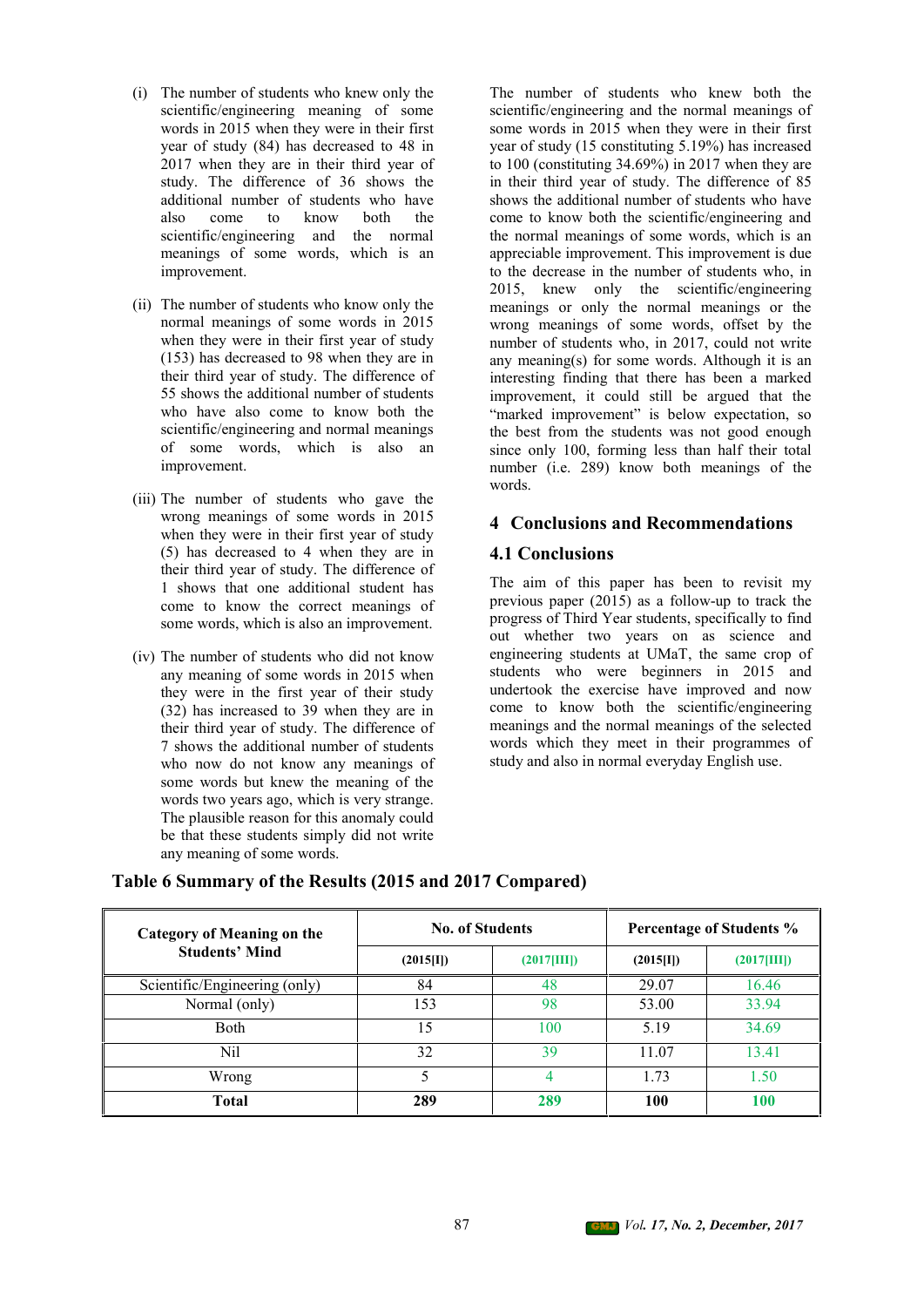(i) The number of students who knew only the scientific/engineering meaning of some words in 2015 when they were in their first year of study (84) has decreased to 48 in 2017 when they are in their third year of study. The difference of 36 shows the additional number of students who have also come to know both the scientific/engineering and the normal meanings of some words, which is an improvement.

(ii) The number of students who know only the normal meanings of some words in 2015 when they were in their first year of study (153) has decreased to 98 when they are in their third year of study. The difference of 55 shows the additional number of students who have also come to know both the scientific/engineering and normal meanings of some words, which is also an improvement.

(iii) The number of students who gave the wrong meanings of some words in 2015 when they were in their first year of study (5) has decreased to 4 when they are in their third year of study. The difference of 1 shows that one additional student has come to know the correct meanings of some words, which is also an improvement.

(iv) The number of students who did not know any meaning of some words in 2015 when they were in the first year of their study (32) has increased to 39 when they are in their third year of study. The difference of 7 shows the additional number of students who now do not know any meanings of some words but knew the meaning of the words two years ago, which is very strange. The plausible reason for this anomaly could be that these students simply did not write any meaning of some words.

The number of students who knew both the scientific/engineering and the normal meanings of some words in 2015 when they were in their first year of study (15 constituting 5.19%) has increased to 100 (constituting 34.69%) in 2017 when they are in their third year of study. The difference of 85 shows the additional number of students who have come to know both the scientific/engineering and the normal meanings of some words, which is an appreciable improvement. This improvement is due to the decrease in the number of students who, in 2015, knew only the scientific/engineering meanings or only the normal meanings or the wrong meanings of some words, offset by the number of students who, in 2017, could not write any meaning(s) for some words. Although it is an interesting finding that there has been a marked improvement, it could still be argued that the "marked improvement" is below expectation, so the best from the students was not good enough since only 100, forming less than half their total number (i.e. 289) know both meanings of the words.

## 4 Conclusions and Recommendations

### 4.1 Conclusions

The aim of this paper has been to revisit my previous paper (2015) as a follow-up to track the progress of Third Year students, specifically to find out whether two years on as science and engineering students at UMaT, the same crop of students who were beginners in 2015 and undertook the exercise have improved and now come to know both the scientific/engineering meanings and the normal meanings of the selected words which they meet in their programmes of study and also in normal everyday English use.

**Table 6 Summary of the Results (2015 and 2017 Compared)**

| Category of Meaning on the Students' Mind | No. of Students | | Percentage of Students % | |
|---|---|---|---|---|
| | (2015[I]) | (2017[III]) | (2015[I]) | (2017[III]) |
| Scientific/Engineering (only) | 84 | 48 | 29.07 | 16.46 |
| Normal (only) | 153 | 98 | 53.00 | 33.94 |
| Both | 15 | 100 | 5.19 | 34.69 |
| Nil | 32 | 39 | 11.07 | 13.41 |
| Wrong | 5 | 4 | 1.73 | 1.50 |
| **Total** | **289** | **289** | **100** | **100** |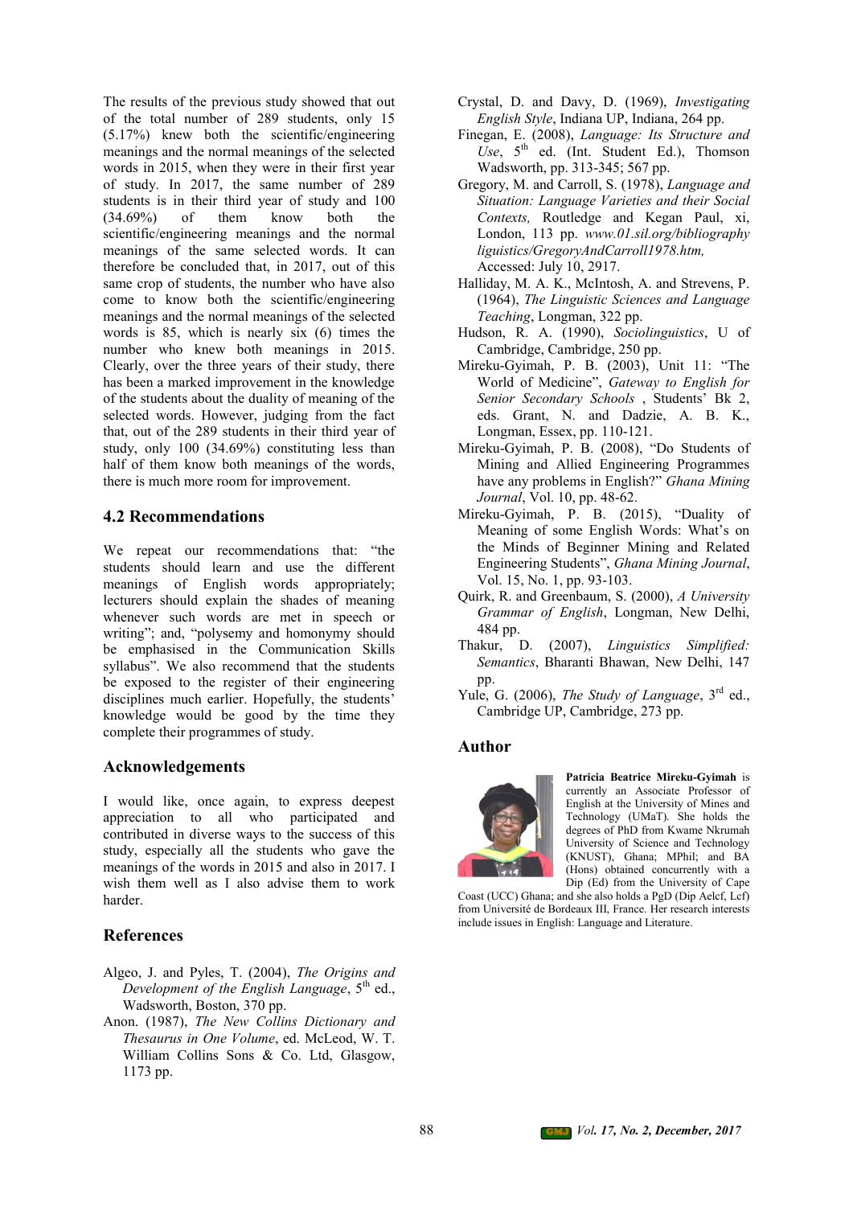The results of the previous study showed that out of the total number of 289 students, only 15 (5.17%) knew both the scientific/engineering meanings and the normal meanings of the selected words in 2015, when they were in their first year of study. In 2017, the same number of 289 students is in their third year of study and 100 (34.69%) of them know both the scientific/engineering meanings and the normal meanings of the same selected words. It can therefore be concluded that, in 2017, out of this same crop of students, the number who have also come to know both the scientific/engineering meanings and the normal meanings of the selected words is 85, which is nearly six (6) times the number who knew both meanings in 2015. Clearly, over the three years of their study, there has been a marked improvement in the knowledge of the students about the duality of meaning of the selected words. However, judging from the fact that, out of the 289 students in their third year of study, only 100 (34.69%) constituting less than half of them know both meanings of the words, there is much more room for improvement.

## 4.2 Recommendations

We repeat our recommendations that: "the students should learn and use the different meanings of English words appropriately; lecturers should explain the shades of meaning whenever such words are met in speech or writing"; and, "polysemy and homonymy should be emphasised in the Communication Skills syllabus". We also recommend that the students be exposed to the register of their engineering disciplines much earlier. Hopefully, the students' knowledge would be good by the time they complete their programmes of study.

## Acknowledgements

I would like, once again, to express deepest appreciation to all who participated and contributed in diverse ways to the success of this study, especially all the students who gave the meanings of the words in 2015 and also in 2017. I wish them well as I also advise them to work harder.

## References

Algeo, J. and Pyles, T. (2004), *The Origins and Development of the English Language*, 5th ed., Wadsworth, Boston, 370 pp.

Anon. (1987), *The New Collins Dictionary and Thesaurus in One Volume*, ed. McLeod, W. T. William Collins Sons & Co. Ltd, Glasgow, 1173 pp.

Crystal, D. and Davy, D. (1969), *Investigating English Style*, Indiana UP, Indiana, 264 pp.

Finegan, E. (2008), *Language: Its Structure and Use*, 5th ed. (Int. Student Ed.), Thomson Wadsworth, pp. 313-345; 567 pp.

Gregory, M. and Carroll, S. (1978), *Language and Situation: Language Varieties and their Social Contexts,* Routledge and Kegan Paul, xi, London, 113 pp. *www.01.sil.org/bibliography liguistics/GregoryAndCarroll1978.htm,* Accessed: July 10, 2917.

Halliday, M. A. K., McIntosh, A. and Strevens, P. (1964), *The Linguistic Sciences and Language Teaching*, Longman, 322 pp.

Hudson, R. A. (1990), *Sociolinguistics*, U of Cambridge, Cambridge, 250 pp.

Mireku-Gyimah, P. B. (2003), Unit 11: "The World of Medicine", *Gateway to English for Senior Secondary Schools* , Students' Bk 2, eds. Grant, N. and Dadzie, A. B. K., Longman, Essex, pp. 110-121.

Mireku-Gyimah, P. B. (2008), "Do Students of Mining and Allied Engineering Programmes have any problems in English?" *Ghana Mining Journal*, Vol. 10, pp. 48-62.

Mireku-Gyimah, P. B. (2015), "Duality of Meaning of some English Words: What's on the Minds of Beginner Mining and Related Engineering Students", *Ghana Mining Journal*, Vol. 15, No. 1, pp. 93-103.

Quirk, R. and Greenbaum, S. (2000), *A University Grammar of English*, Longman, New Delhi, 484 pp.

Thakur, D. (2007), *Linguistics Simplified: Semantics*, Bharanti Bhawan, New Delhi, 147 pp.

Yule, G. (2006), *The Study of Language*, 3rd ed., Cambridge UP, Cambridge, 273 pp.

## Author

**Patricia Beatrice Mireku-Gyimah** is currently an Associate Professor of English at the University of Mines and Technology (UMaT). She holds the degrees of PhD from Kwame Nkrumah University of Science and Technology (KNUST), Ghana; MPhil; and BA (Hons) obtained concurrently with a Dip (Ed) from the University of Cape Coast (UCC) Ghana; and she also holds a PgD (Dip Aelcf, Lcf) from Université de Bordeaux III, France. Her research interests include issues in English: Language and Literature.